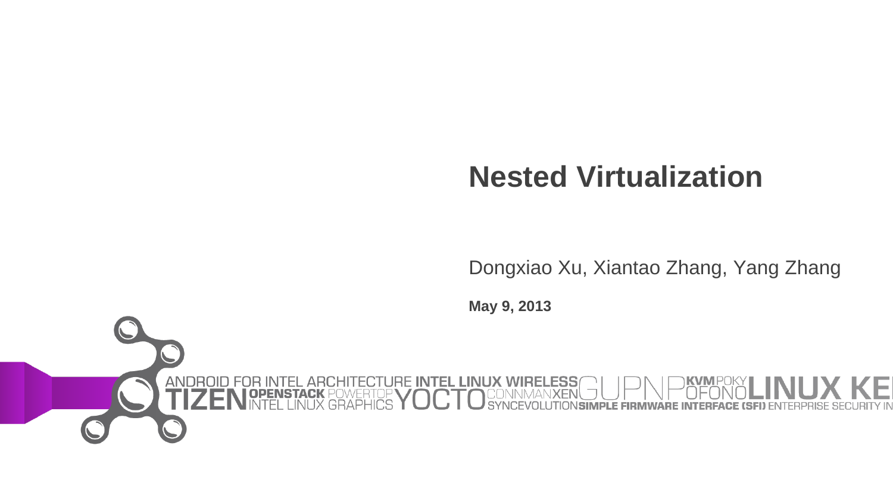# Nested Virtualization

Dongxiao Xu, Xiantao Zhang, Yang Zhang

**May 9, 2013**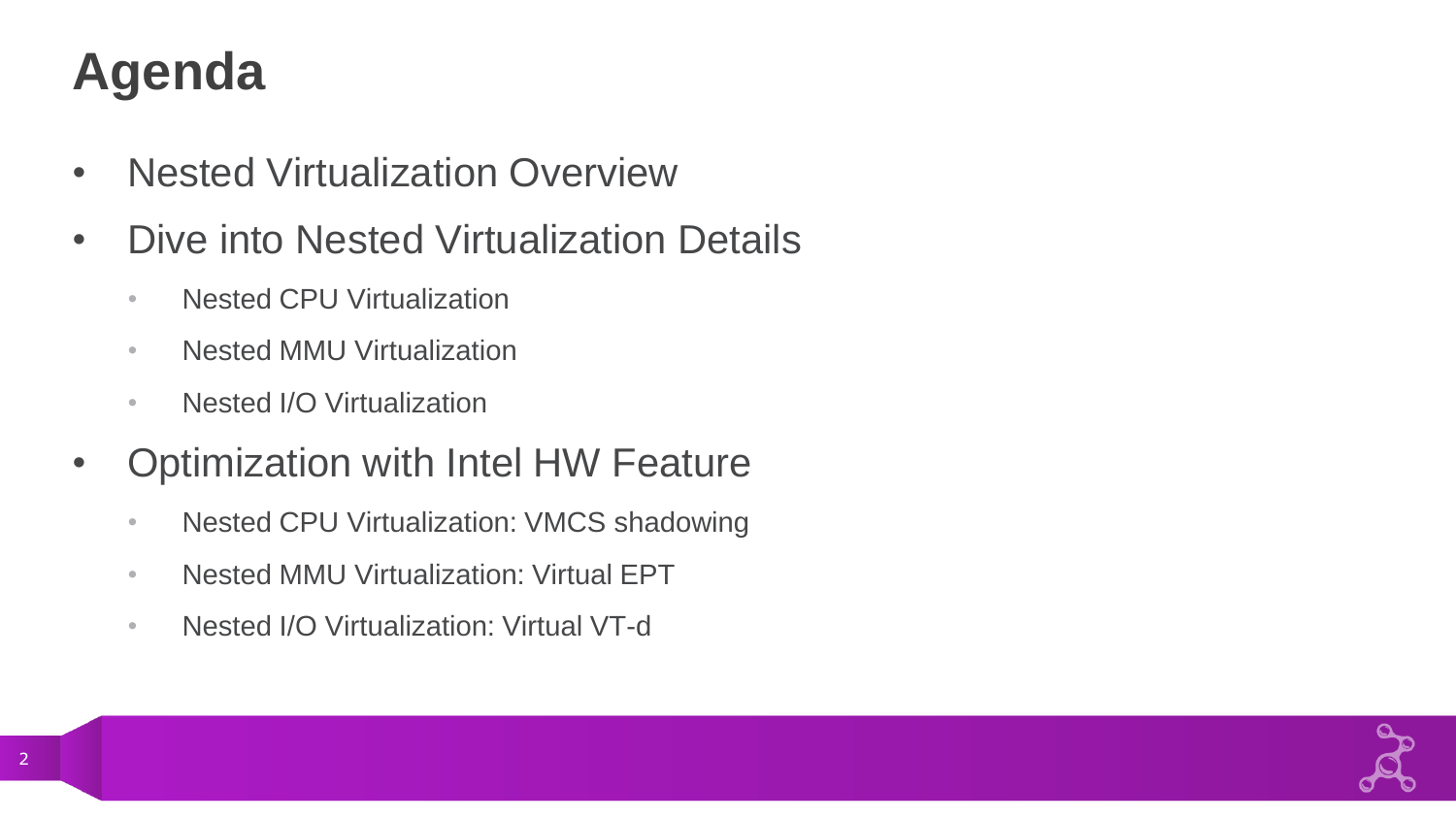# Agenda

- Nested Virtualization Overview
- Dive into Nested Virtualization Details
  - Nested CPU Virtualization
  - Nested MMU Virtualization
  - Nested I/O Virtualization
- Optimization with Intel HW Feature
  - Nested CPU Virtualization: VMCS shadowing
  - Nested MMU Virtualization: Virtual EPT
  - Nested I/O Virtualization: Virtual VT-d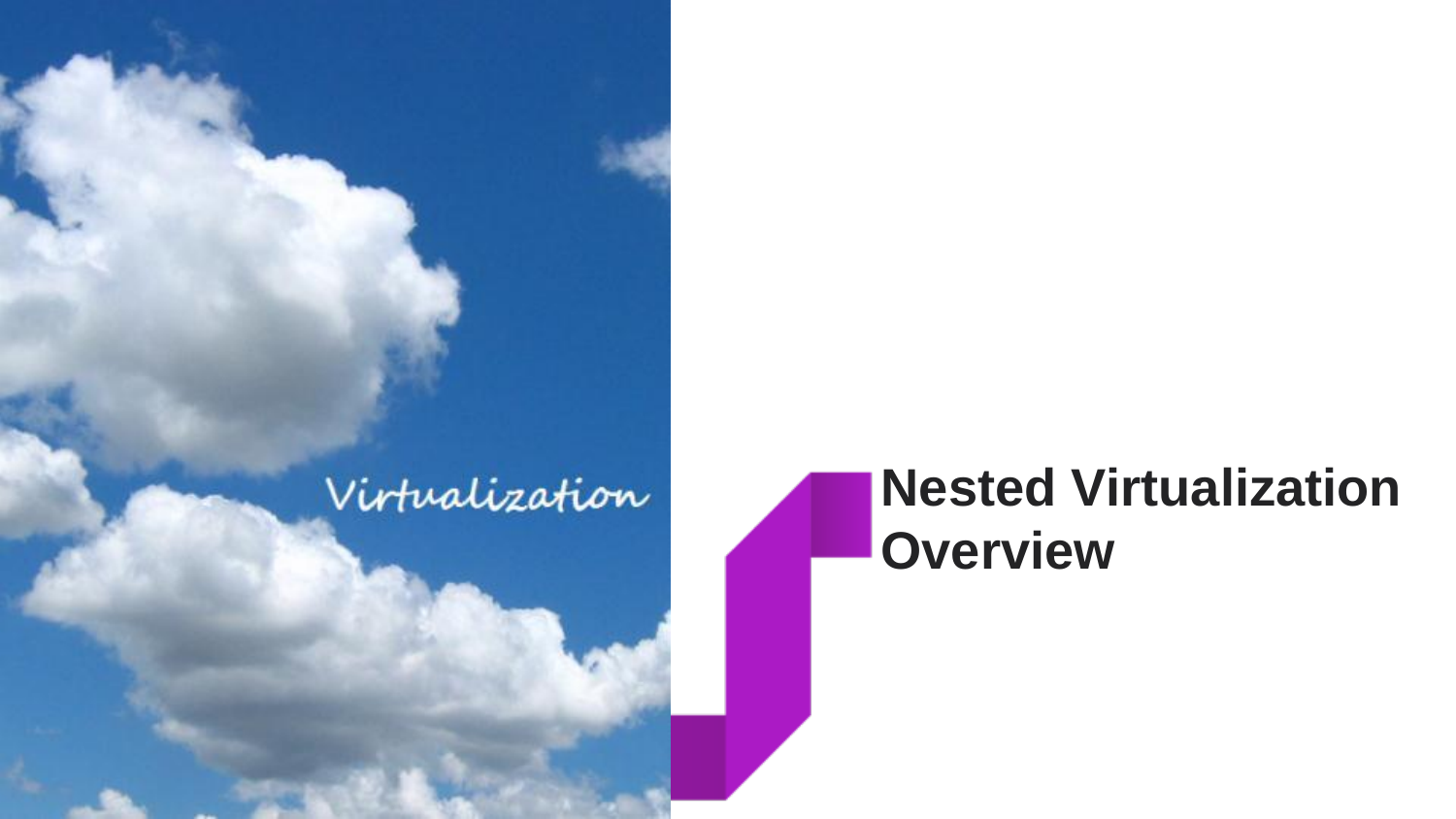# Nested Virtualization Overview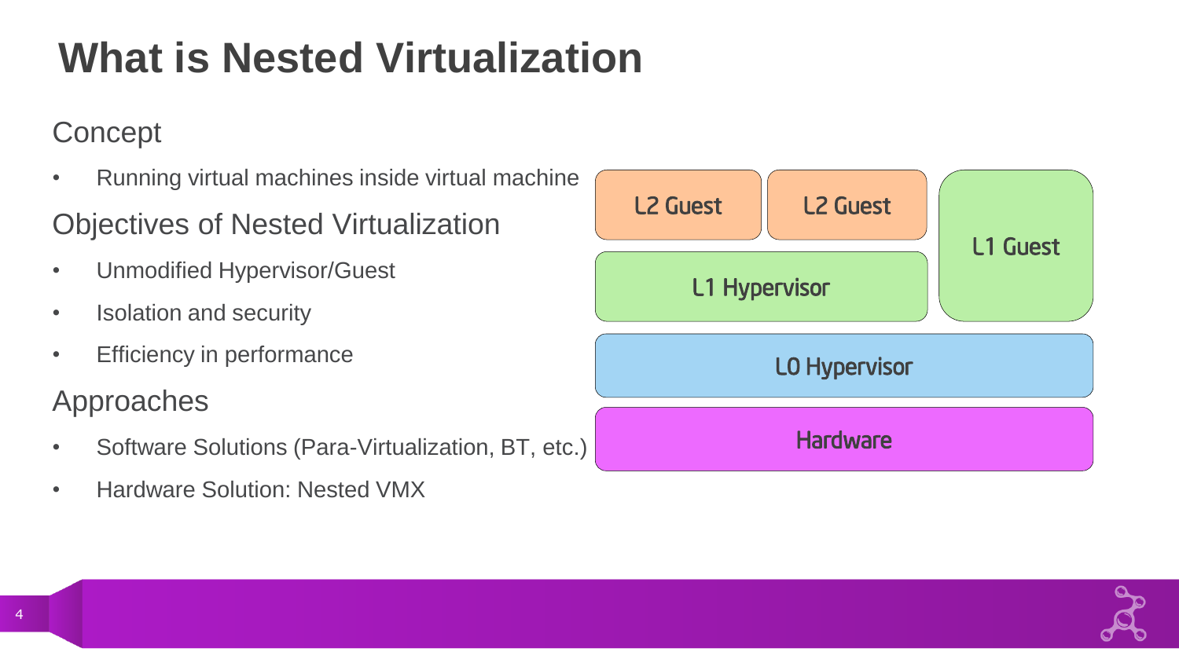# What is Nested Virtualization

## Concept

- Running virtual machines inside virtual machine

## Objectives of Nested Virtualization

- Unmodified Hypervisor/Guest
- Isolation and security
- Efficiency in performance

## Approaches

- Software Solutions (Para-Virtualization, BT, etc.)
- Hardware Solution: Nested VMX

L2 Guest | L2 Guest | L1 Guest

L1 Hypervisor

L0 Hypervisor

Hardware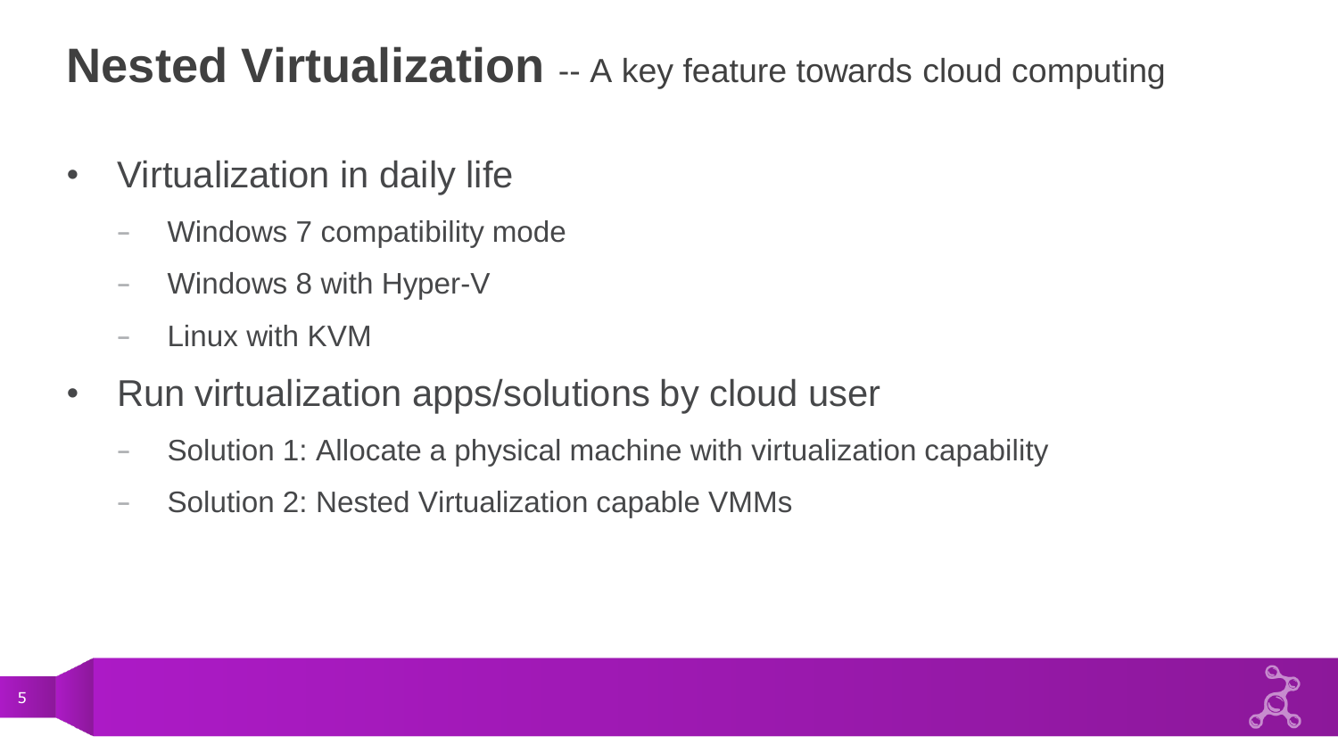# **Nested Virtualization** -- A key feature towards cloud computing

- Virtualization in daily life
  - Windows 7 compatibility mode
  - Windows 8 with Hyper-V
  - Linux with KVM
- Run virtualization apps/solutions by cloud user
  - Solution 1: Allocate a physical machine with virtualization capability
  - Solution 2: Nested Virtualization capable VMMs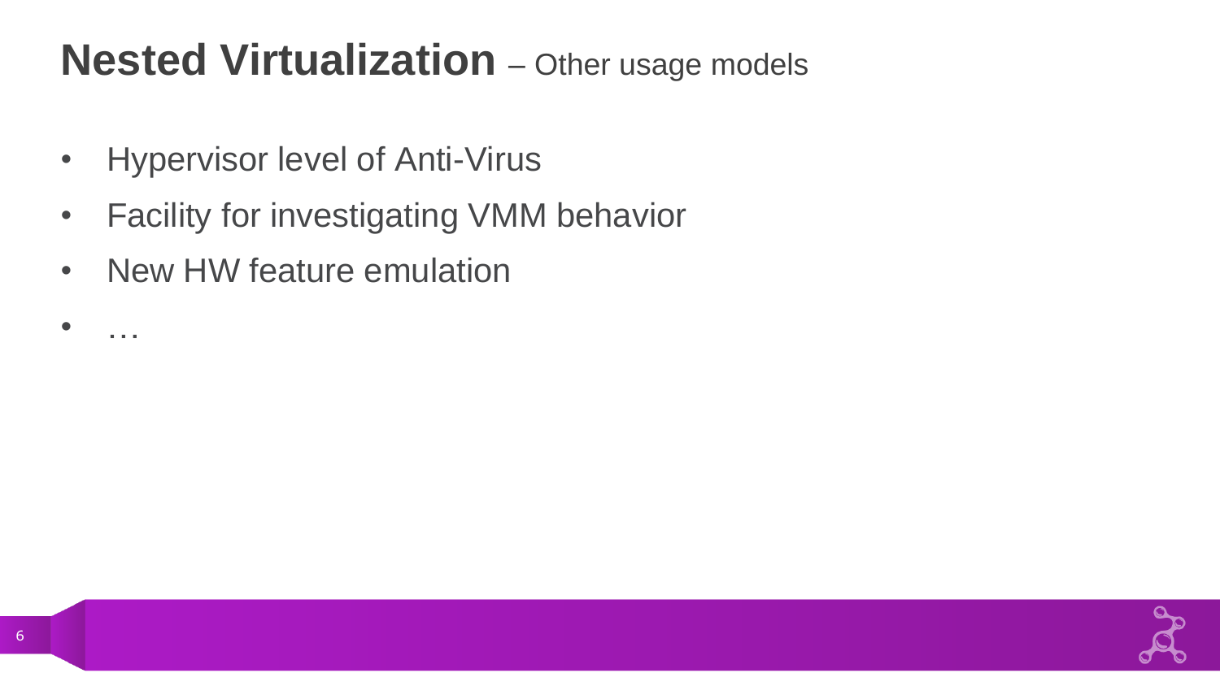# Nested Virtualization – Other usage models

- Hypervisor level of Anti-Virus
- Facility for investigating VMM behavior
- New HW feature emulation
- …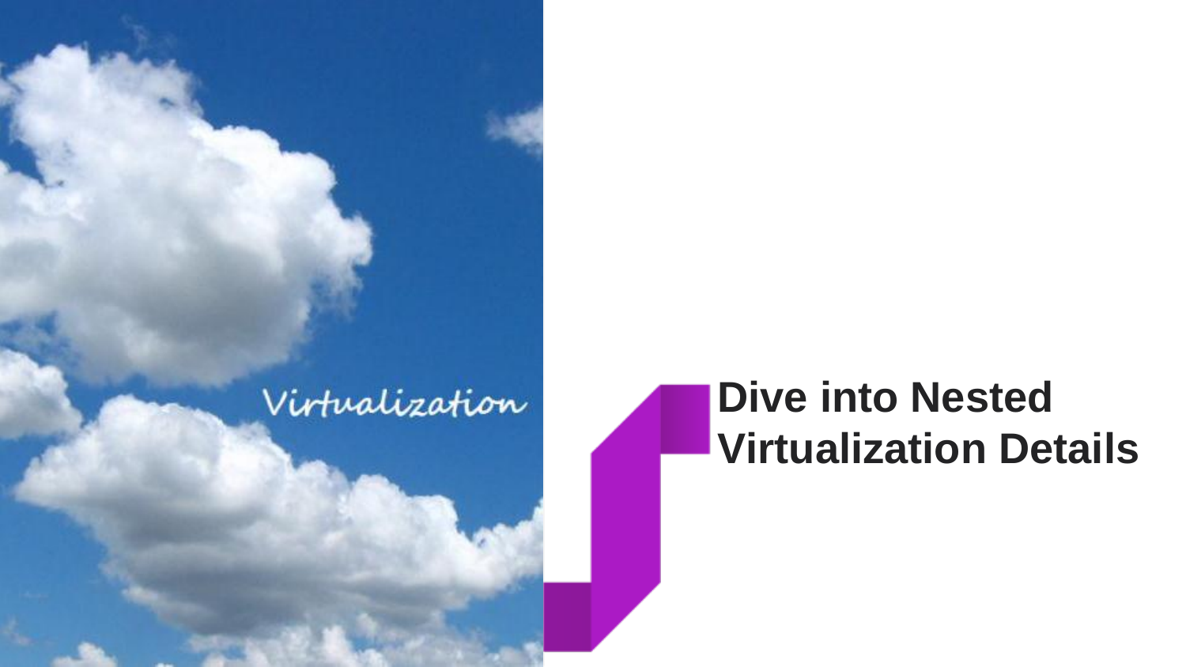# Dive into Nested Virtualization Details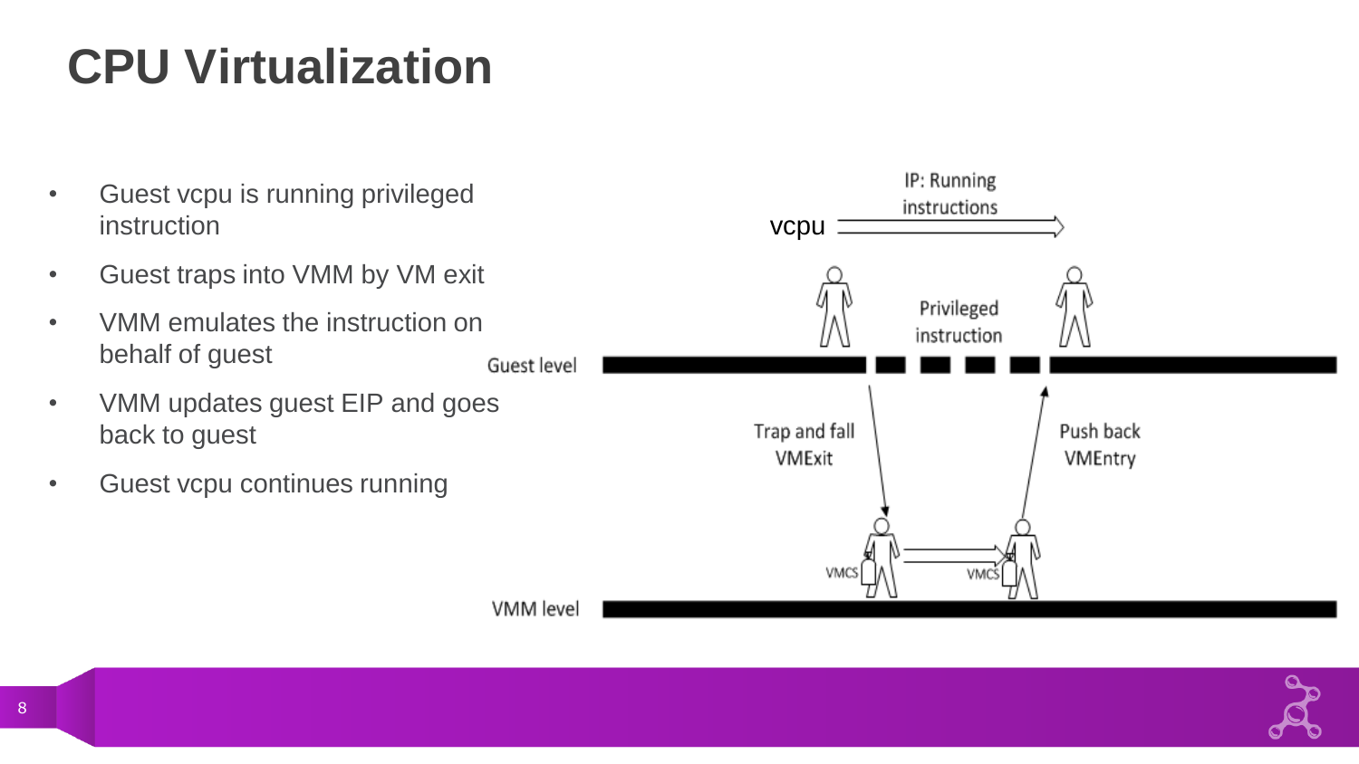# CPU Virtualization

- Guest vcpu is running privileged instruction
- Guest traps into VMM by VM exit
- VMM emulates the instruction on behalf of guest
- VMM updates guest EIP and goes back to guest
- Guest vcpu continues running

vcpu

IP: Running instructions

Privileged instruction

Guest level

Trap and fall VMExit

Push back VMEntry

VMCS

VMCS

VMM level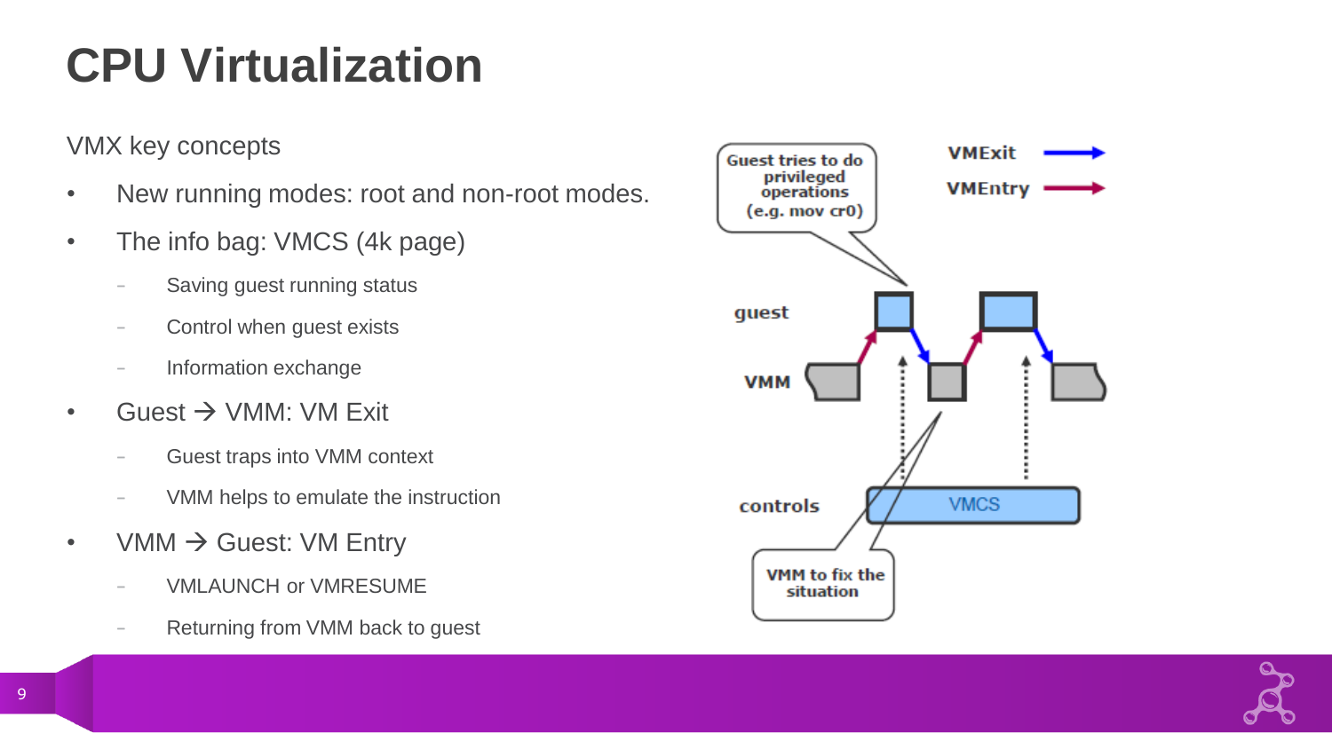# CPU Virtualization

VMX key concepts

- New running modes: root and non-root modes.
- The info bag: VMCS (4k page)
  - Saving guest running status
  - Control when guest exists
  - Information exchange
- Guest → VMM: VM Exit
  - Guest traps into VMM context
  - VMM helps to emulate the instruction
- VMM → Guest: VM Entry
  - VMLAUNCH or VMRESUME
  - Returning from VMM back to guest

Guest tries to do privileged operations (e.g. mov cr0)

VMExit

VMEntry

guest

VMM

controls

VMCS

VMM to fix the situation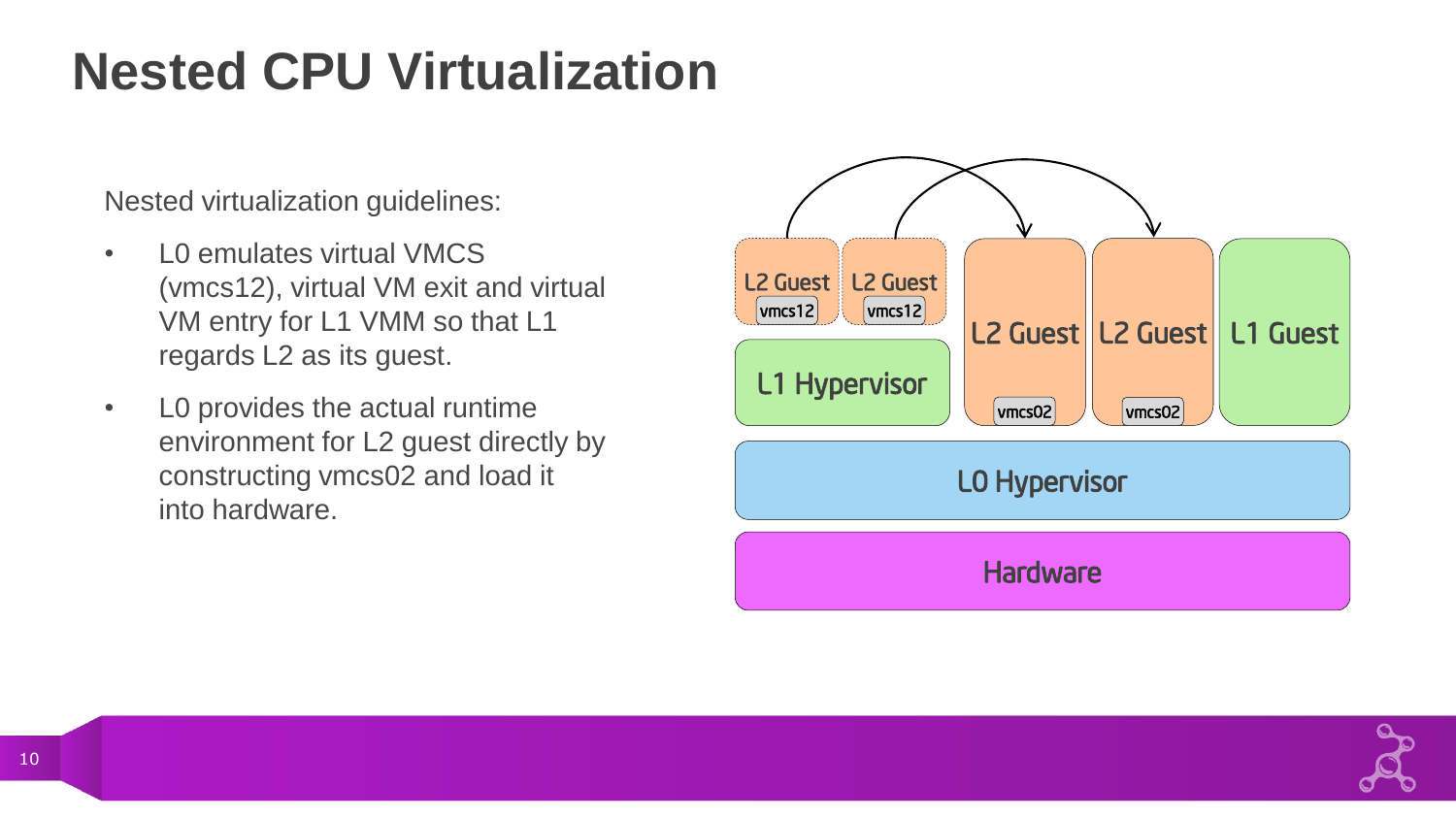# Nested CPU Virtualization

Nested virtualization guidelines:

- L0 emulates virtual VMCS (vmcs12), virtual VM exit and virtual VM entry for L1 VMM so that L1 regards L2 as its guest.
- L0 provides the actual runtime environment for L2 guest directly by constructing vmcs02 and load it into hardware.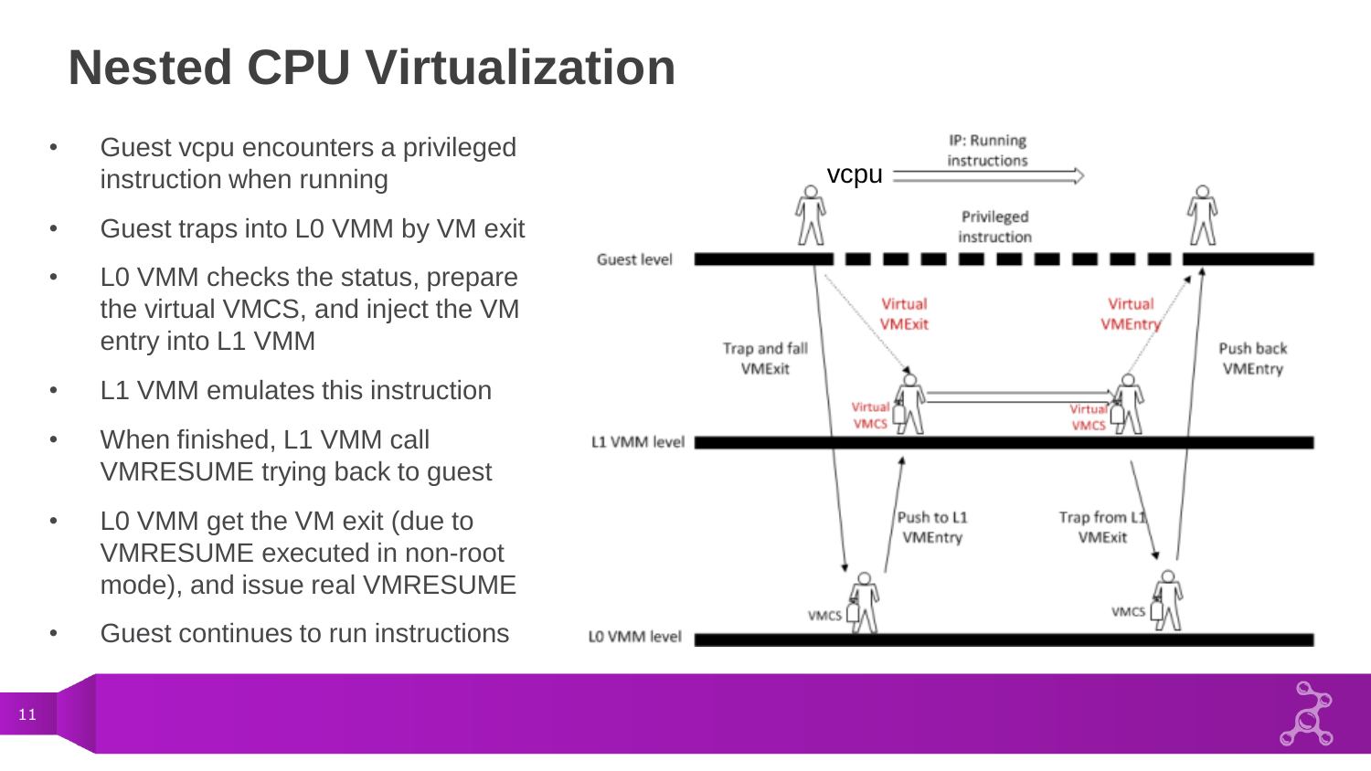# Nested CPU Virtualization

- Guest vcpu encounters a privileged instruction when running
- Guest traps into L0 VMM by VM exit
- L0 VMM checks the status, prepare the virtual VMCS, and inject the VM entry into L1 VMM
- L1 VMM emulates this instruction
- When finished, L1 VMM call VMRESUME trying back to guest
- L0 VMM get the VM exit (due to VMRESUME executed in non-root mode), and issue real VMRESUME
- Guest continues to run instructions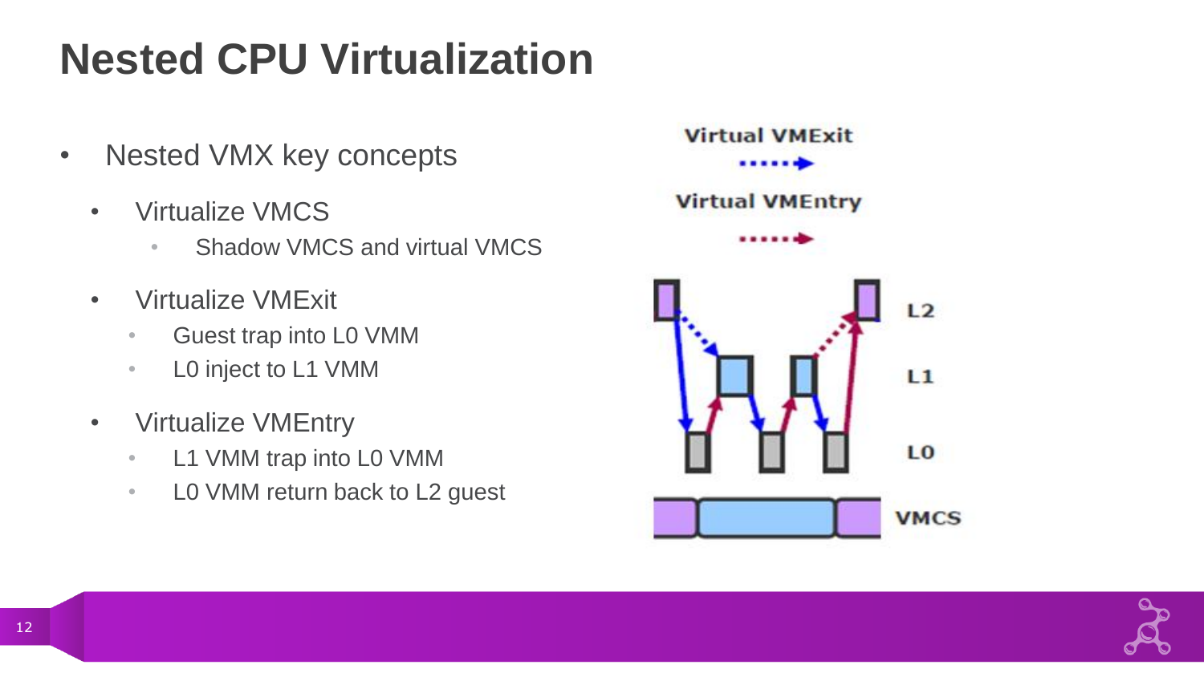# Nested CPU Virtualization

- Nested VMX key concepts
  - Virtualize VMCS
    - Shadow VMCS and virtual VMCS
  - Virtualize VMExit
    - Guest trap into L0 VMM
    - L0 inject to L1 VMM
  - Virtualize VMEntry
    - L1 VMM trap into L0 VMM
    - L0 VMM return back to L2 guest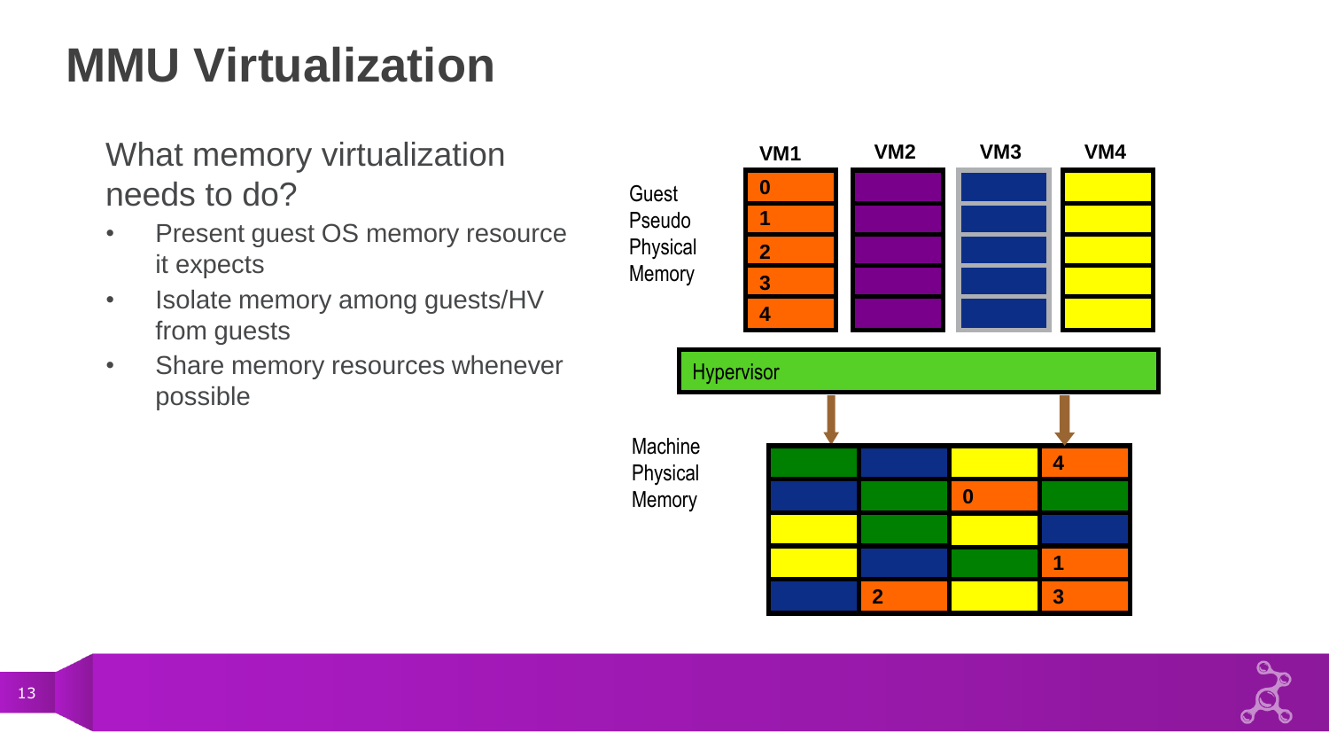# MMU Virtualization

What memory virtualization needs to do?

- Present guest OS memory resource it expects
- Isolate memory among guests/HV from guests
- Share memory resources whenever possible

VM1 VM2 VM3 VM4

Guest Pseudo Physical Memory

0
1
2
3
4

Hypervisor

Machine Physical Memory

4
0
1
2 3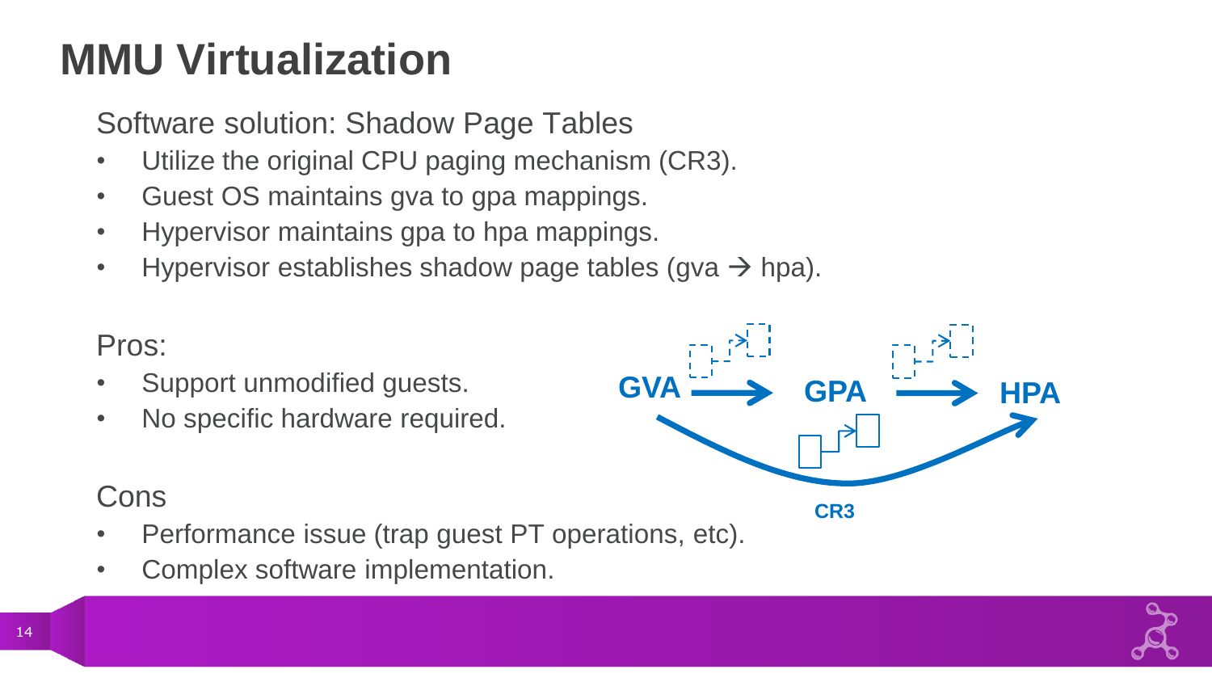# MMU Virtualization

Software solution: Shadow Page Tables

- Utilize the original CPU paging mechanism (CR3).
- Guest OS maintains gva to gpa mappings.
- Hypervisor maintains gpa to hpa mappings.
- Hypervisor establishes shadow page tables (gva → hpa).

Pros:

- Support unmodified guests.
- No specific hardware required.

Cons

- Performance issue (trap guest PT operations, etc).
- Complex software implementation.

GVA → GPA → HPA

CR3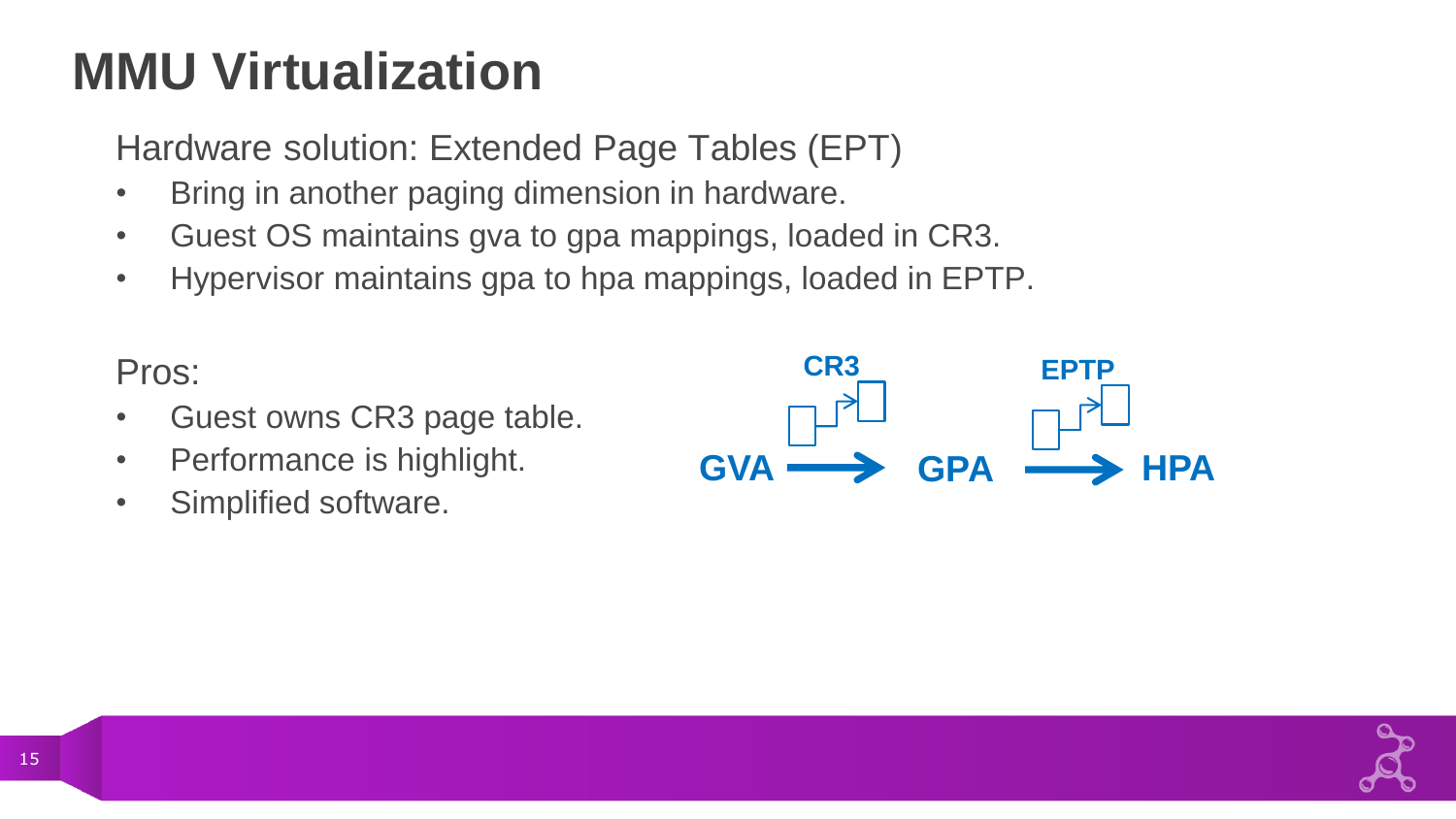# MMU Virtualization

Hardware solution: Extended Page Tables (EPT)

- Bring in another paging dimension in hardware.
- Guest OS maintains gva to gpa mappings, loaded in CR3.
- Hypervisor maintains gpa to hpa mappings, loaded in EPTP.

Pros:

- Guest owns CR3 page table.
- Performance is highlight.
- Simplified software.

CR3 EPTP

GVA → GPA → HPA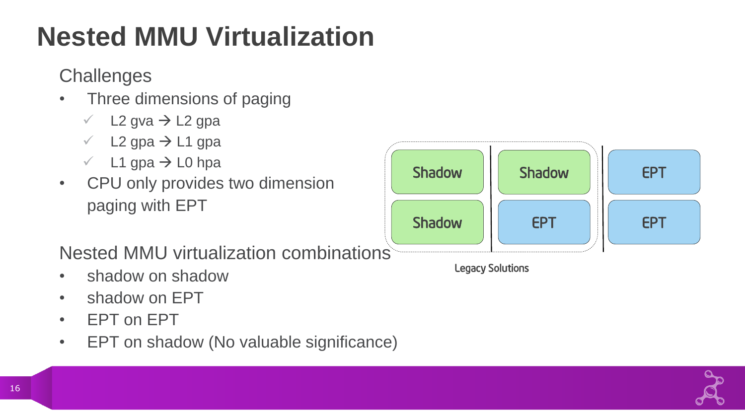# Nested MMU Virtualization

Challenges

- Three dimensions of paging
  - ✓ L2 gva → L2 gpa
  - ✓ L2 gpa → L1 gpa
  - ✓ L1 gpa → L0 hpa
- CPU only provides two dimension paging with EPT

| Shadow | Shadow | EPT |
| --- | --- | --- |
| Shadow | EPT | EPT |

Legacy Solutions

Nested MMU virtualization combinations

- shadow on shadow
- shadow on EPT
- EPT on EPT
- EPT on shadow (No valuable significance)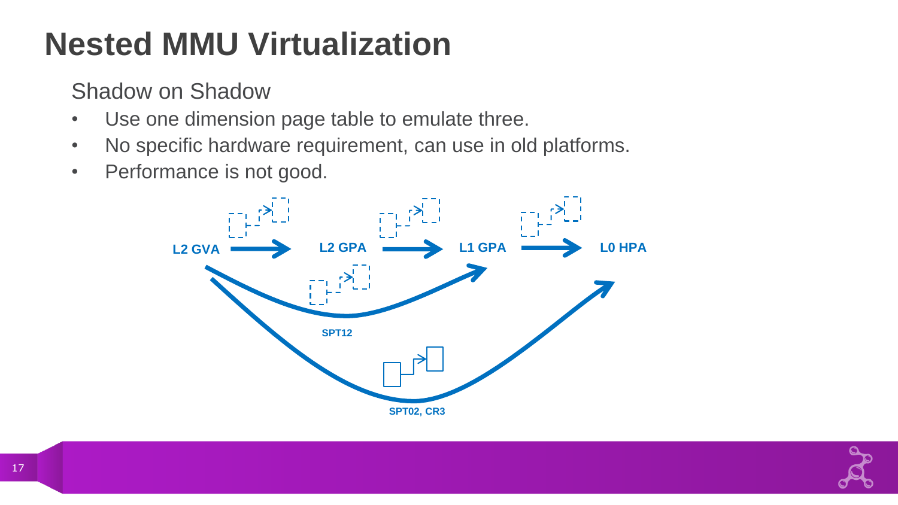# Nested MMU Virtualization

Shadow on Shadow

- Use one dimension page table to emulate three.
- No specific hardware requirement, can use in old platforms.
- Performance is not good.

L2 GVA → L2 GPA → L1 GPA → L0 HPA

SPT12

SPT02, CR3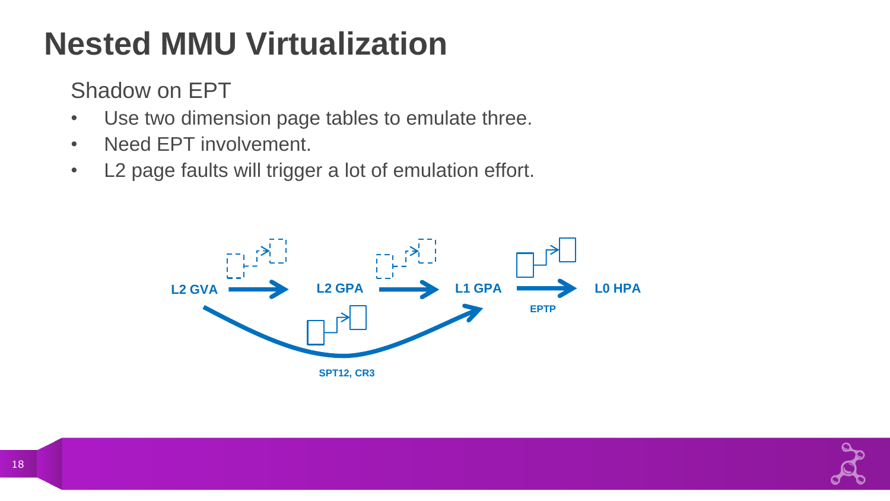# Nested MMU Virtualization

Shadow on EPT

- Use two dimension page tables to emulate three.
- Need EPT involvement.
- L2 page faults will trigger a lot of emulation effort.

L2 GVA → L2 GPA → L1 GPA → L0 HPA

EPTP

SPT12, CR3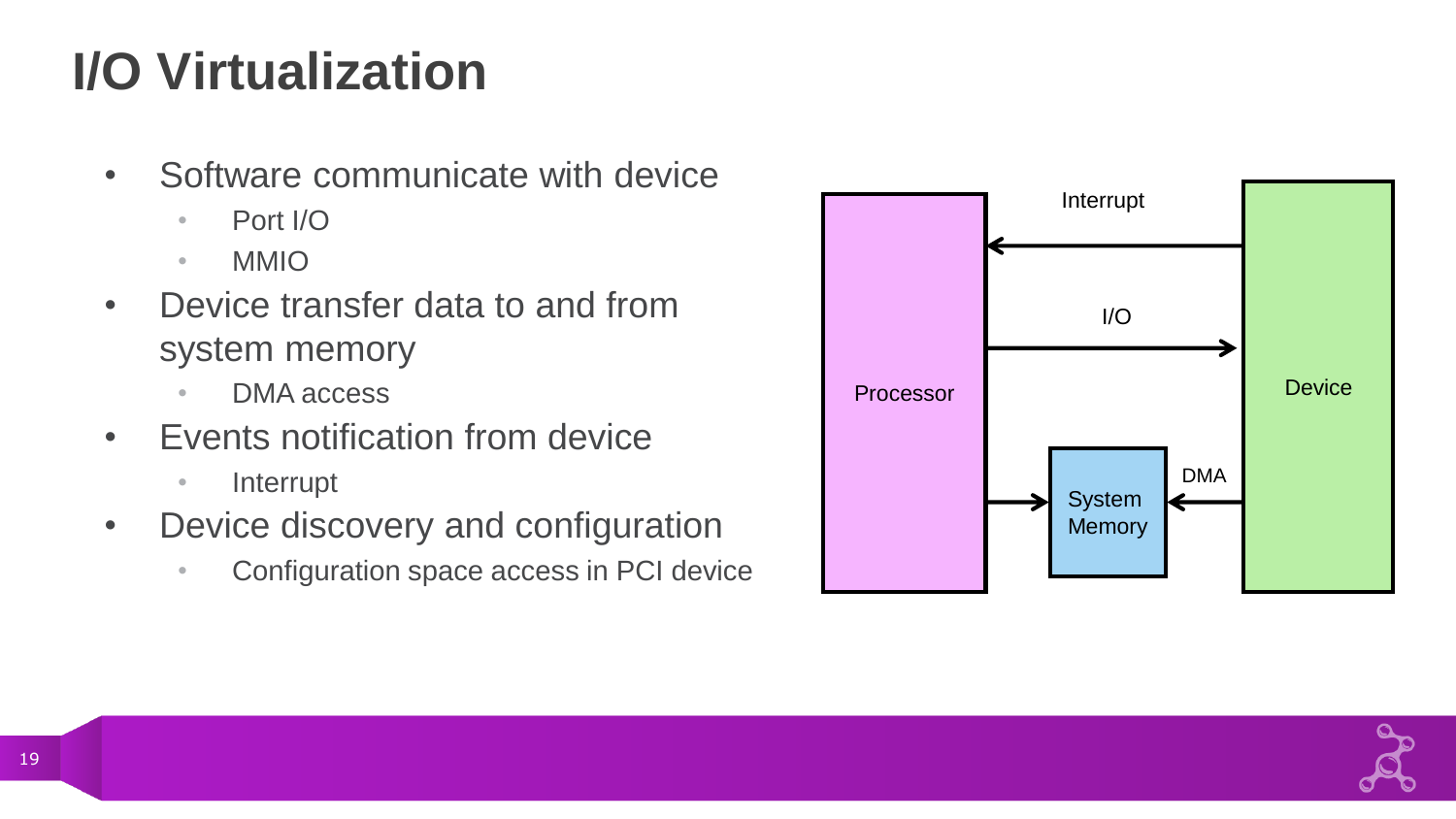# I/O Virtualization

- Software communicate with device
  - Port I/O
  - MMIO
- Device transfer data to and from system memory
  - DMA access
- Events notification from device
  - Interrupt
- Device discovery and configuration
  - Configuration space access in PCI device

Interrupt

I/O

Processor

Device

DMA

System Memory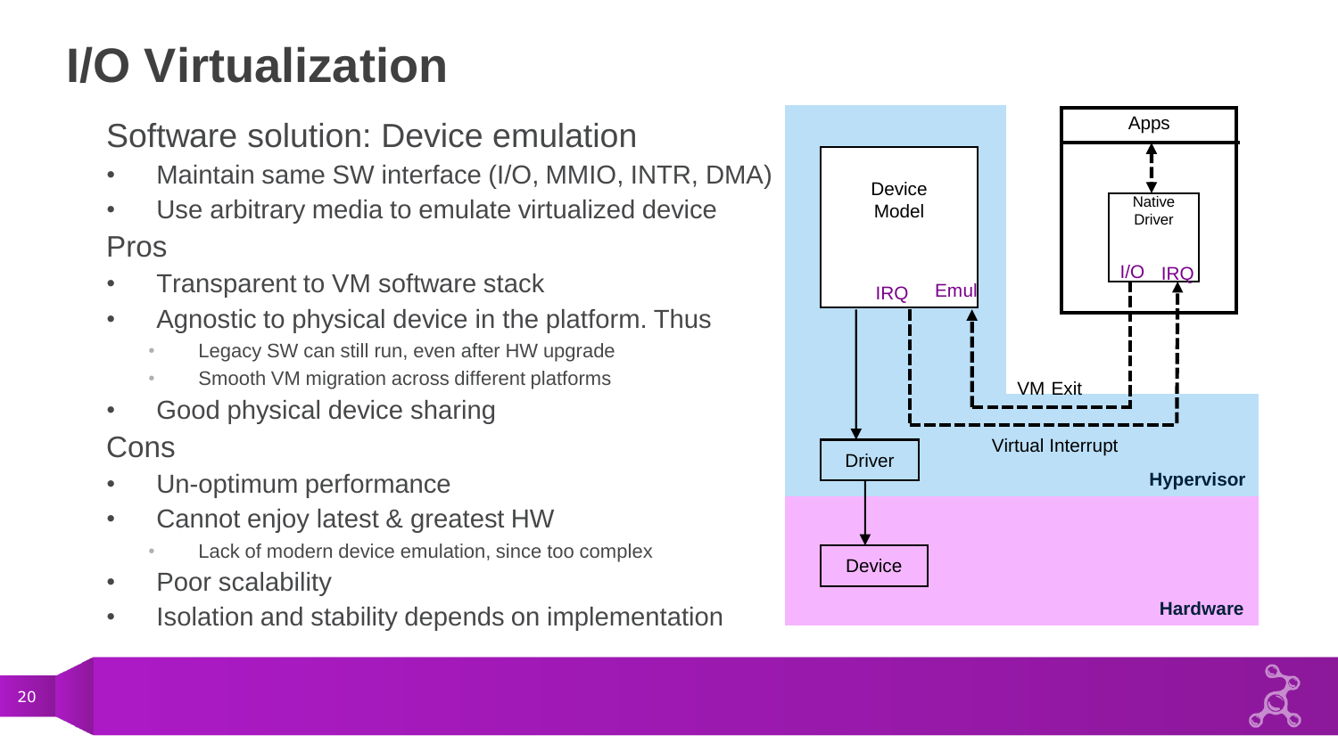# I/O Virtualization

## Software solution: Device emulation

- Maintain same SW interface (I/O, MMIO, INTR, DMA)
- Use arbitrary media to emulate virtualized device

## Pros

- Transparent to VM software stack
- Agnostic to physical device in the platform. Thus
  - Legacy SW can still run, even after HW upgrade
  - Smooth VM migration across different platforms
- Good physical device sharing

## Cons

- Un-optimum performance
- Cannot enjoy latest & greatest HW
  - Lack of modern device emulation, since too complex
- Poor scalability
- Isolation and stability depends on implementation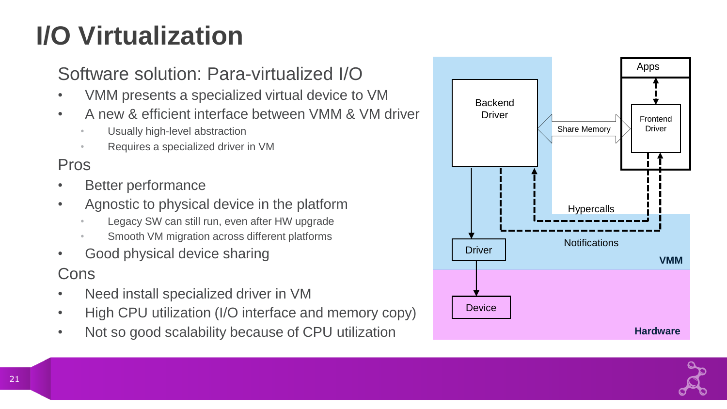# I/O Virtualization

## Software solution: Para-virtualized I/O

- VMM presents a specialized virtual device to VM
- A new & efficient interface between VMM & VM driver
  - Usually high-level abstraction
  - Requires a specialized driver in VM

## Pros

- Better performance
- Agnostic to physical device in the platform
  - Legacy SW can still run, even after HW upgrade
  - Smooth VM migration across different platforms
- Good physical device sharing

## Cons

- Need install specialized driver in VM
- High CPU utilization (I/O interface and memory copy)
- Not so good scalability because of CPU utilization

Apps

Backend Driver

Share Memory

Frontend Driver

Hypercalls

Notifications

Driver

VMM

Device

Hardware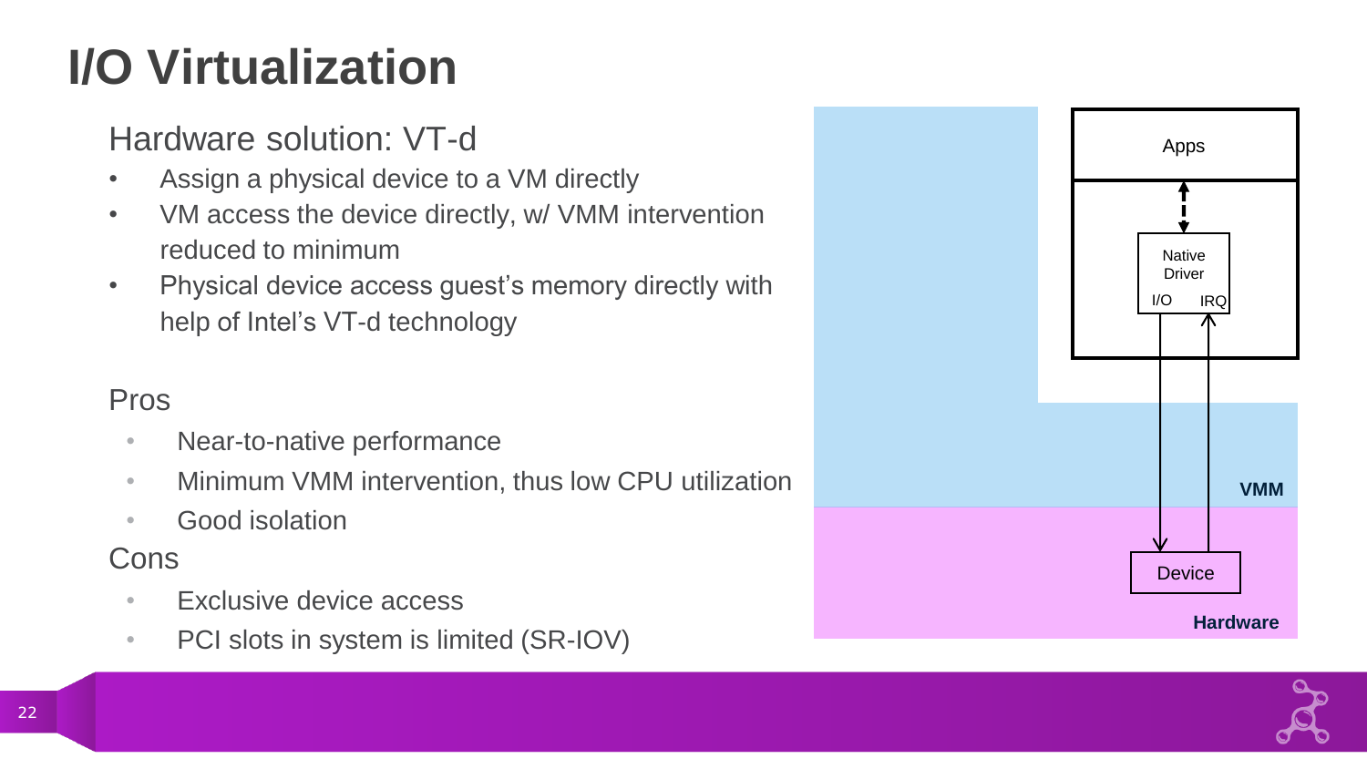# I/O Virtualization

## Hardware solution: VT-d

- Assign a physical device to a VM directly
- VM access the device directly, w/ VMM intervention reduced to minimum
- Physical device access guest's memory directly with help of Intel's VT-d technology

### Pros

- Near-to-native performance
- Minimum VMM intervention, thus low CPU utilization
- Good isolation

### Cons

- Exclusive device access
- PCI slots in system is limited (SR-IOV)

Apps

Native Driver

I/O IRQ

VMM

Device

Hardware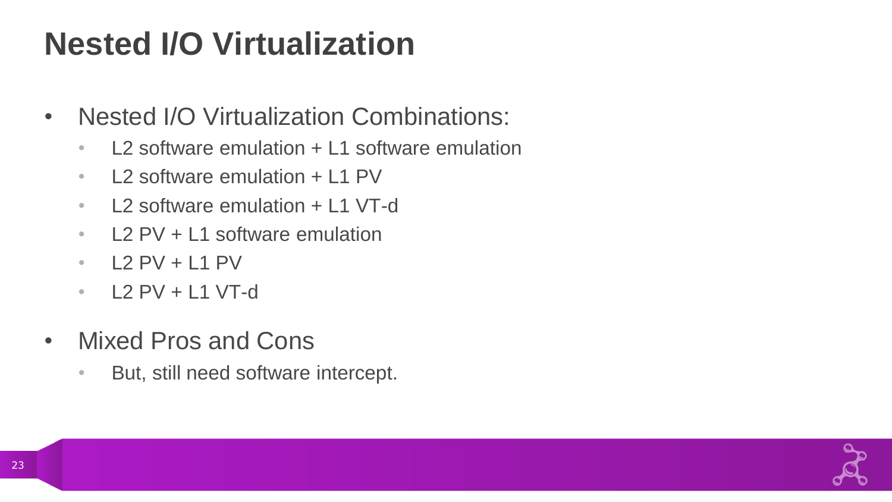# Nested I/O Virtualization

- Nested I/O Virtualization Combinations:
  - L2 software emulation + L1 software emulation
  - L2 software emulation + L1 PV
  - L2 software emulation + L1 VT-d
  - L2 PV + L1 software emulation
  - L2 PV + L1 PV
  - L2 PV + L1 VT-d
- Mixed Pros and Cons
  - But, still need software intercept.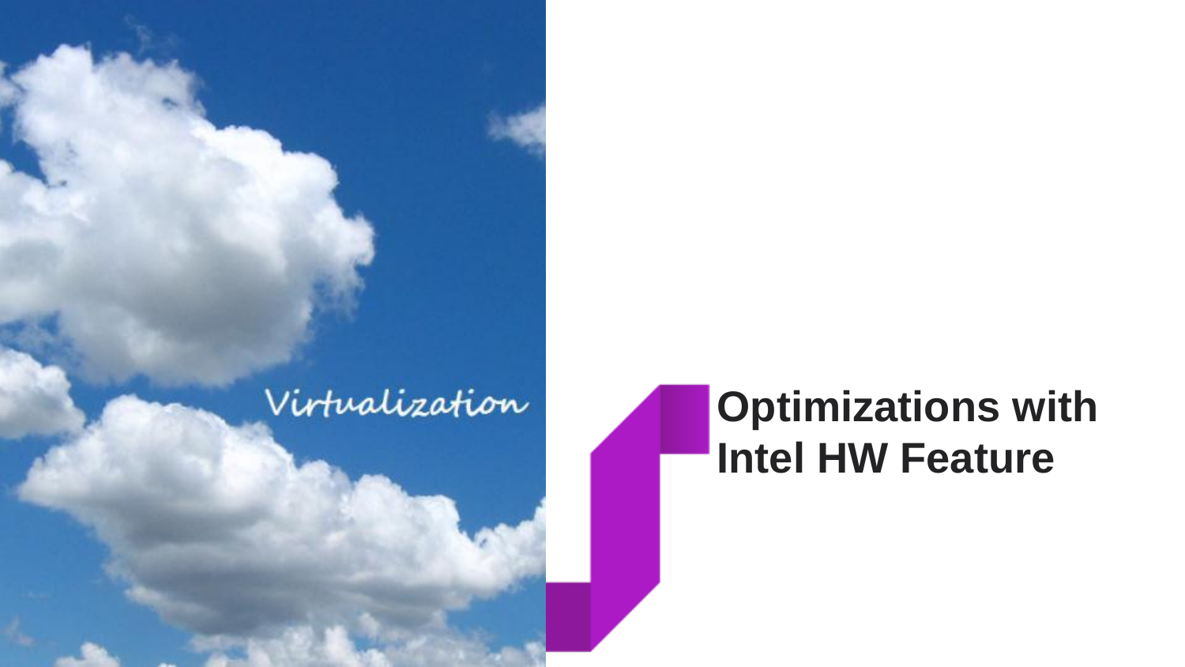Virtualization

# Optimizations with Intel HW Feature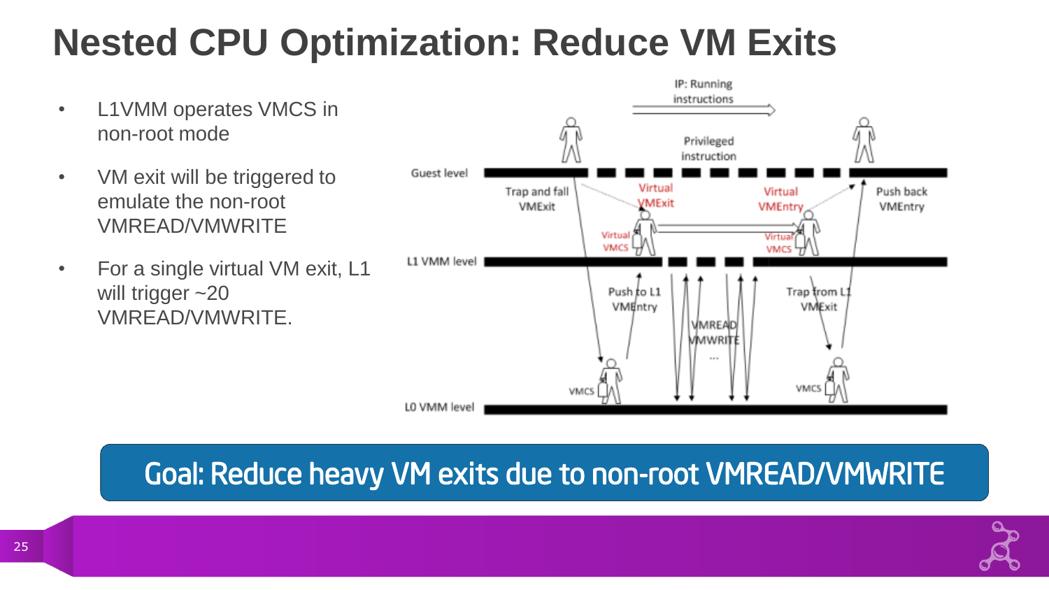# Nested CPU Optimization: Reduce VM Exits

- L1VMM operates VMCS in non-root mode
- VM exit will be triggered to emulate the non-root VMREAD/VMWRITE
- For a single virtual VM exit, L1 will trigger ~20 VMREAD/VMWRITE.

**Goal: Reduce heavy VM exits due to non-root VMREAD/VMWRITE**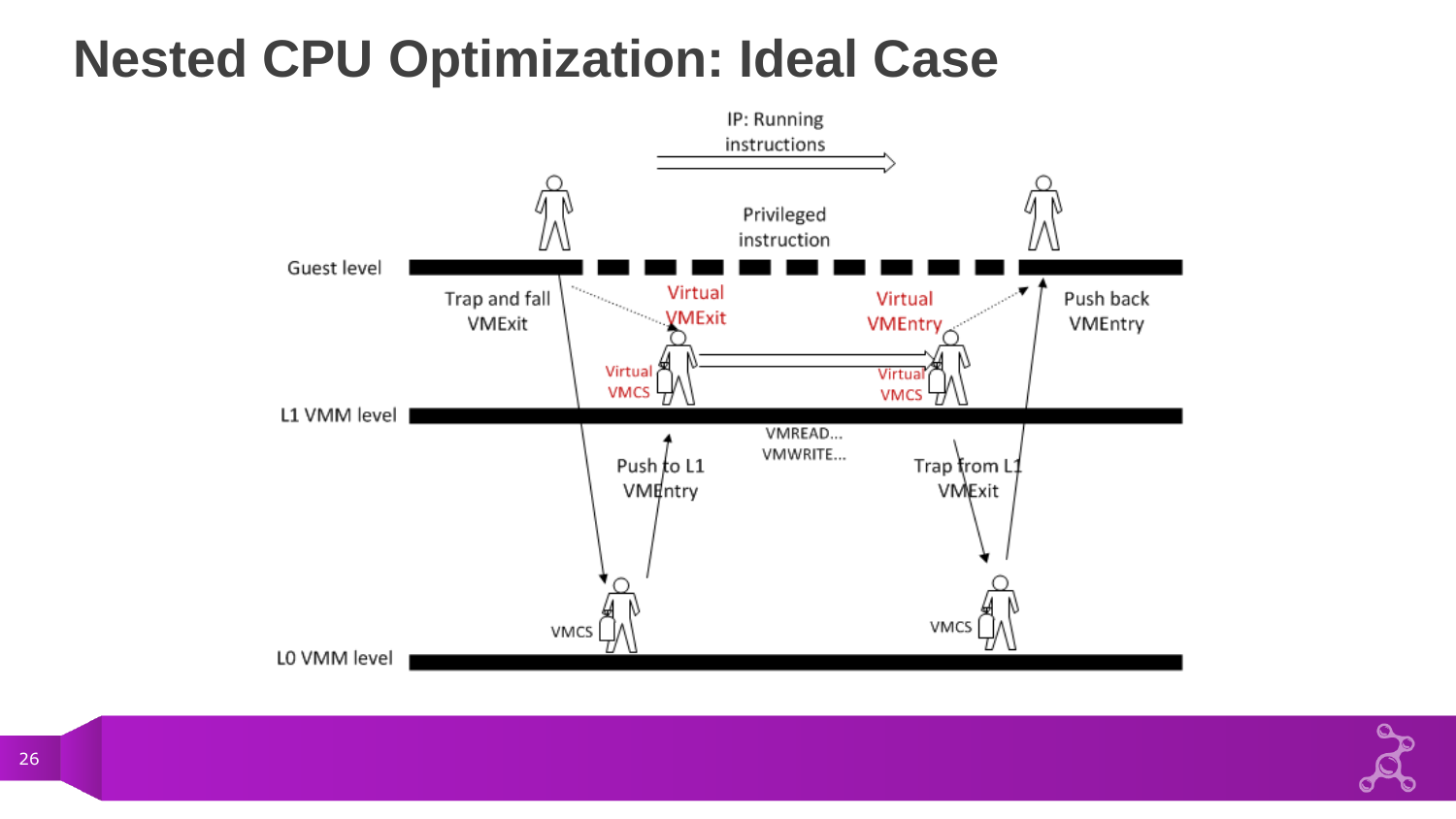# Nested CPU Optimization: Ideal Case

IP: Running instructions

Privileged instruction

Guest level

Trap and fall VMExit

Virtual VMExit

Virtual VMEntry

Push back VMEntry

Virtual VMCS

Virtual VMCS

L1 VMM level

VMREAD...
VMWRITE...

Push to L1 VMEntry

Trap from L1 VMExit

VMCS

VMCS

L0 VMM level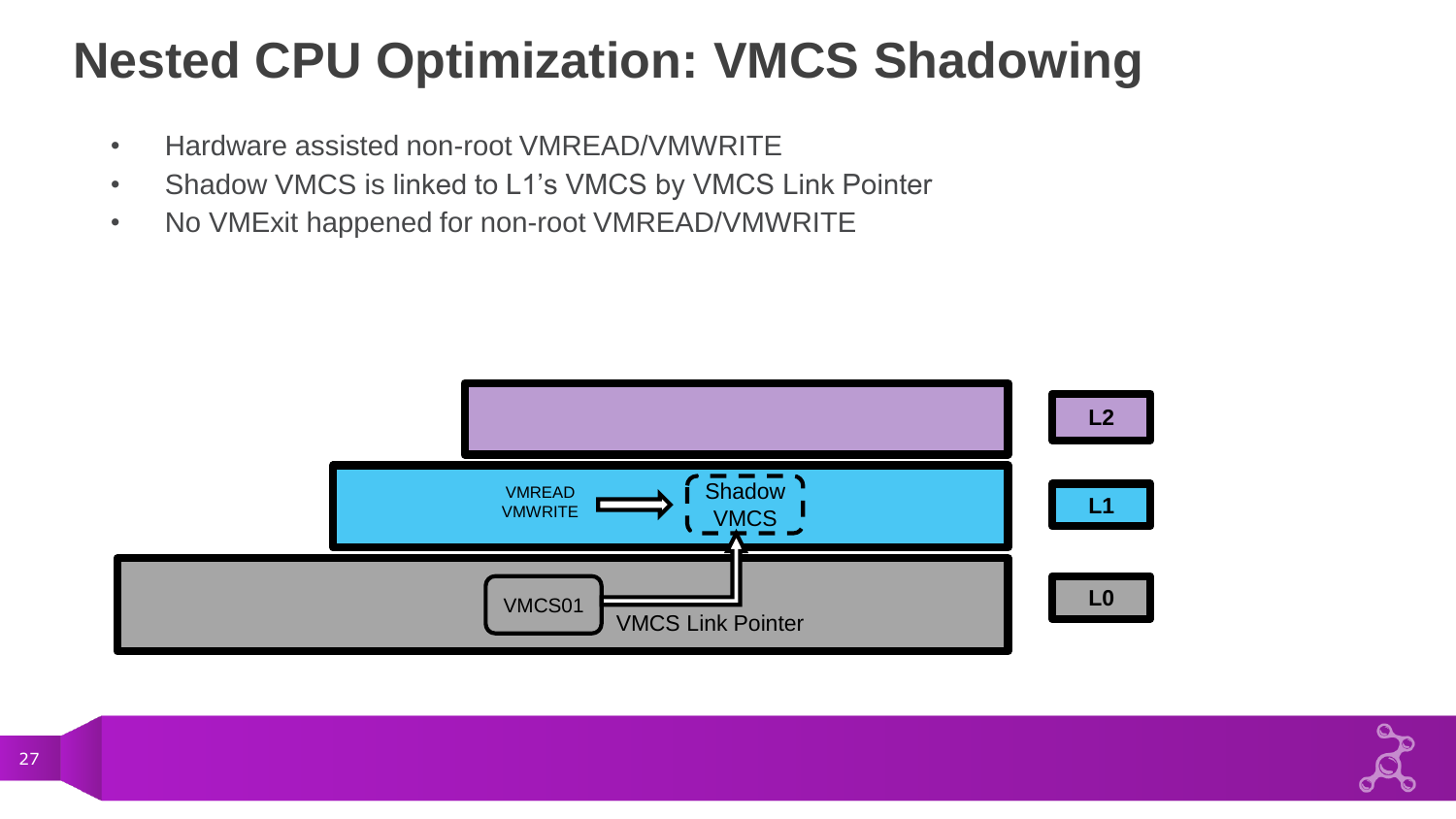# Nested CPU Optimization: VMCS Shadowing

- Hardware assisted non-root VMREAD/VMWRITE
- Shadow VMCS is linked to L1's VMCS by VMCS Link Pointer
- No VMExit happened for non-root VMREAD/VMWRITE

L2

L1

VMREAD
VMWRITE

Shadow VMCS

L0

VMCS01

VMCS Link Pointer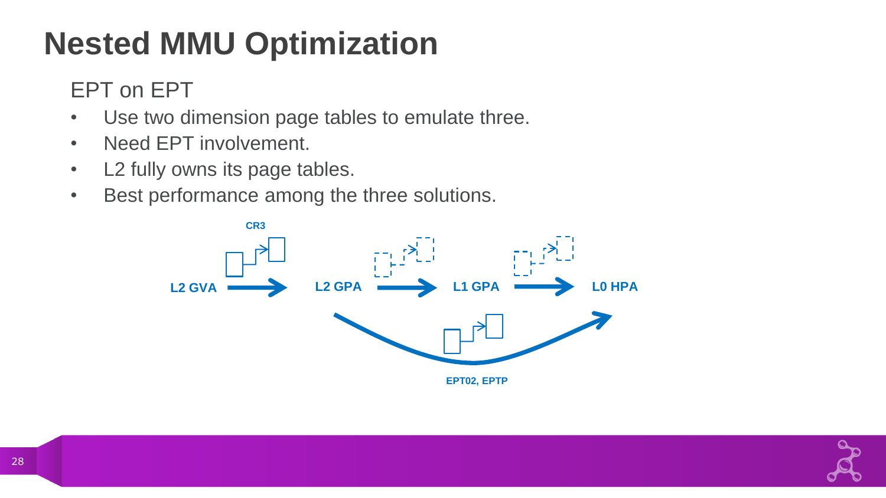# Nested MMU Optimization

EPT on EPT

- Use two dimension page tables to emulate three.
- Need EPT involvement.
- L2 fully owns its page tables.
- Best performance among the three solutions.

CR3

L2 GVA → L2 GPA → L1 GPA → L0 HPA

EPT02, EPTP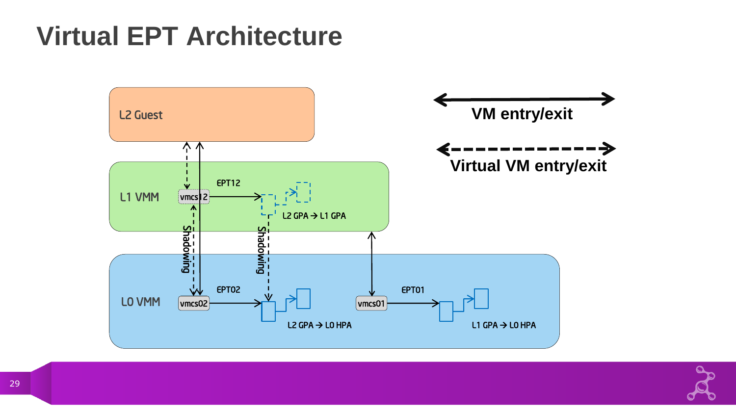# Virtual EPT Architecture

L2 Guest

L1 VMM

vmcs12

EPT12

L2 GPA → L1 GPA

Shadowing

Shadowing

L0 VMM

vmcs02

EPT02

L2 GPA → L0 HPA

vmcs01

EPT01

L1 GPA → L0 HPA

VM entry/exit

Virtual VM entry/exit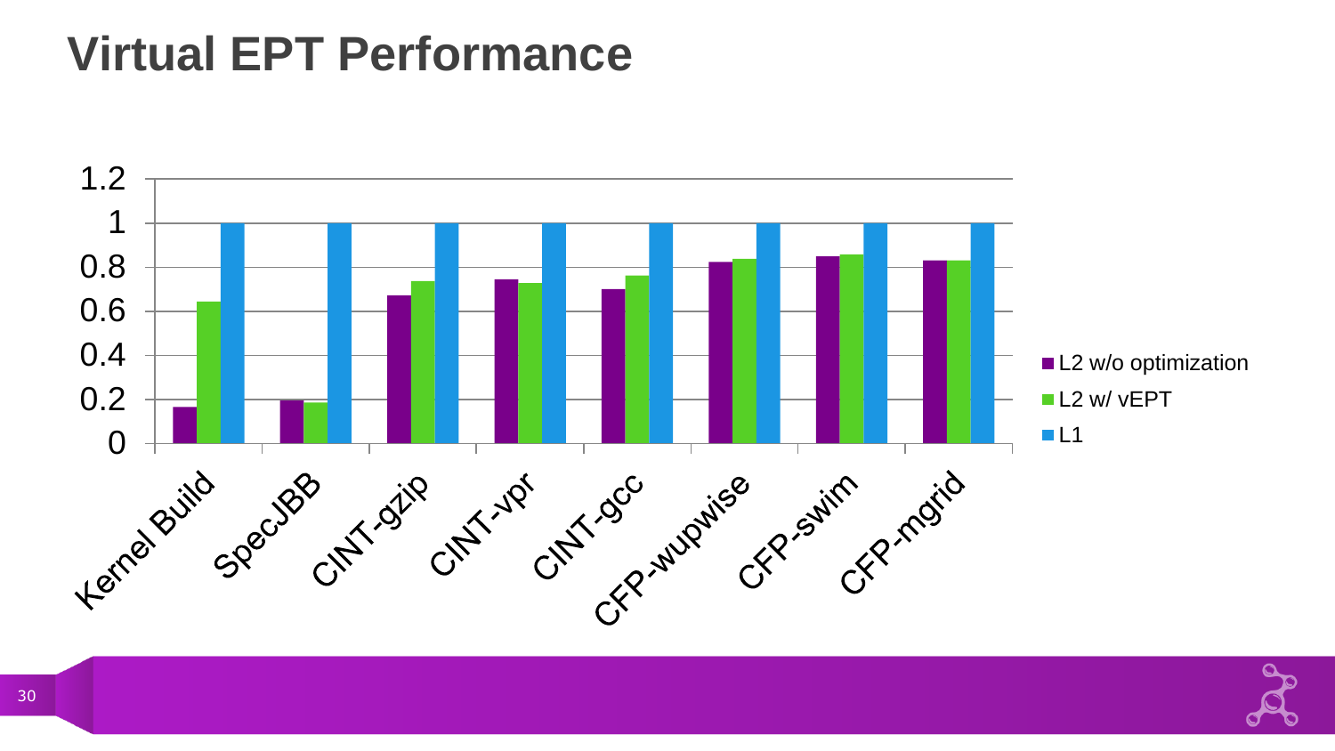# Virtual EPT Performance

| | L2 w/o optimization | L2 w/ vEPT | L1 |
|---|---|---|---|
| Kernel Build | 0.16 | 0.64 | 1 |
| SpecJBB | 0.19 | 0.18 | 1 |
| CINT-gzip | 0.67 | 0.73 | 1 |
| CINT-vpr | 0.74 | 0.72 | 1 |
| CINT-gcc | 0.70 | 0.76 | 1 |
| CFP-wupwise | 0.82 | 0.83 | 1 |
| CFP-swim | 0.85 | 0.86 | 1 |
| CFP-mgrid | 0.83 | 0.83 | 1 |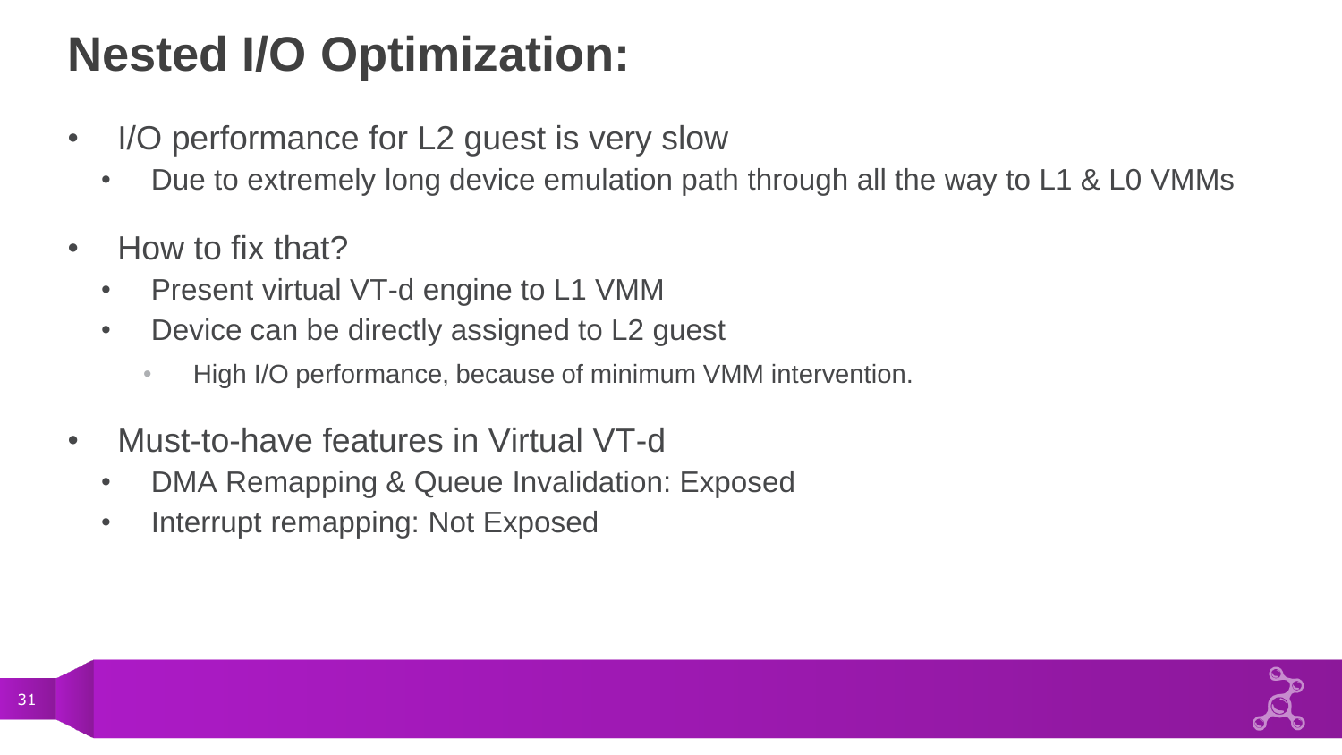# Nested I/O Optimization:

- I/O performance for L2 guest is very slow
  - Due to extremely long device emulation path through all the way to L1 & L0 VMMs
- How to fix that?
  - Present virtual VT-d engine to L1 VMM
  - Device can be directly assigned to L2 guest
    - High I/O performance, because of minimum VMM intervention.
- Must-to-have features in Virtual VT-d
  - DMA Remapping & Queue Invalidation: Exposed
  - Interrupt remapping: Not Exposed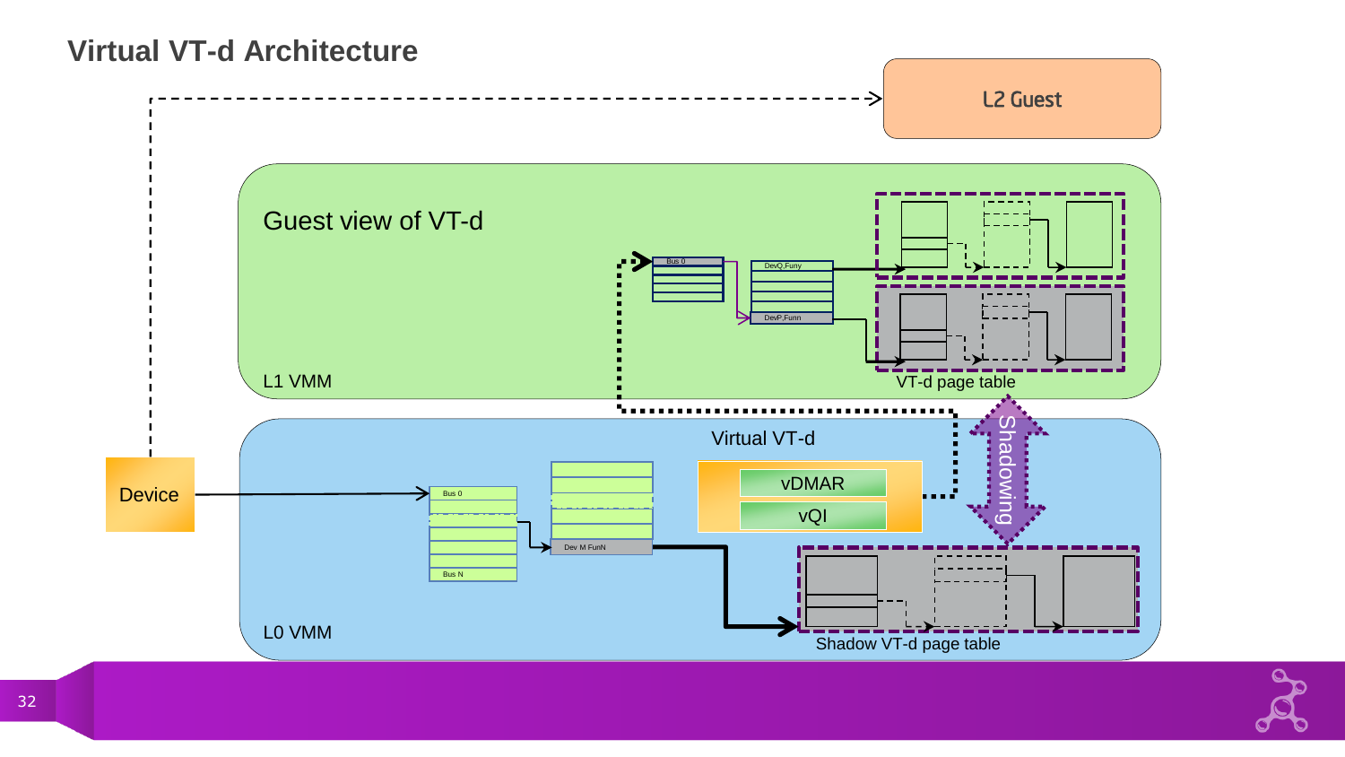# Virtual VT-d Architecture

L2 Guest

Guest view of VT-d

Bus 0

DevQ,Funy

DevP,Funn

L1 VMM

VT-d page table

Virtual VT-d

vDMAR

vQI

Shadowing

Device

Bus 0

Bus N

Dev M FunN

L0 VMM

Shadow VT-d page table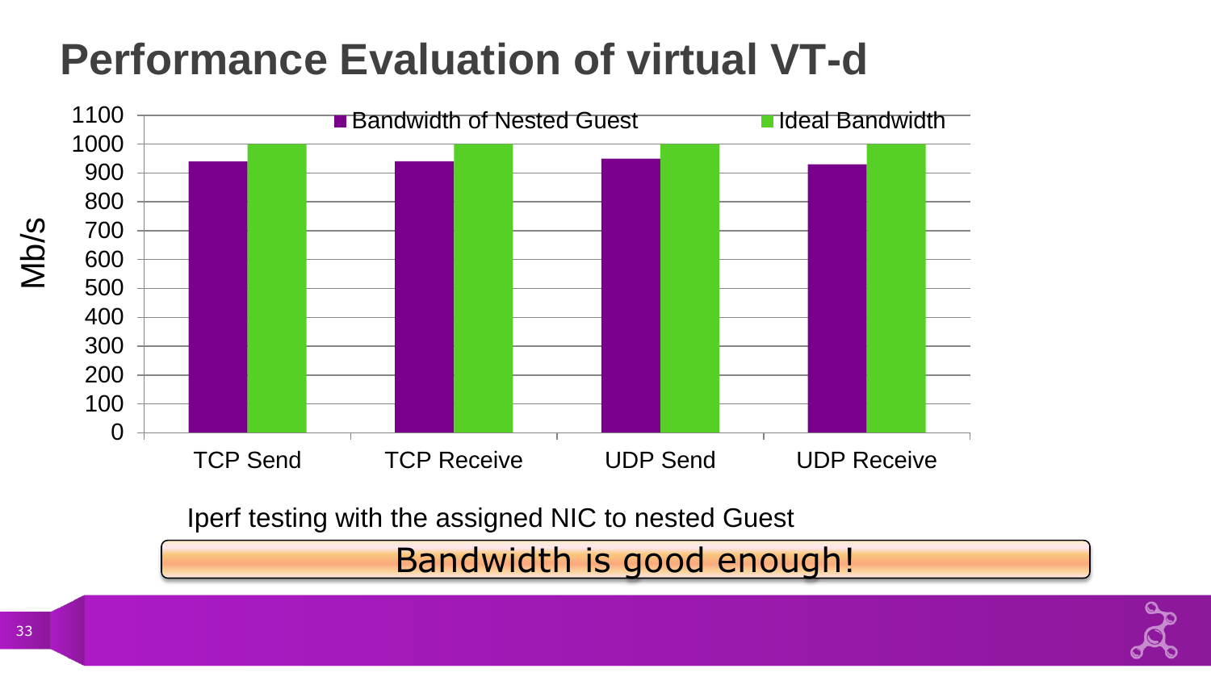# Performance Evaluation of virtual VT-d

Mb/s

| | Bandwidth of Nested Guest | Ideal Bandwidth |
|---|---|---|
| TCP Send | ~940 | 1000 |
| TCP Receive | ~940 | 1000 |
| UDP Send | ~950 | 1000 |
| UDP Receive | ~930 | 1000 |

Iperf testing with the assigned NIC to nested Guest

Bandwidth is good enough!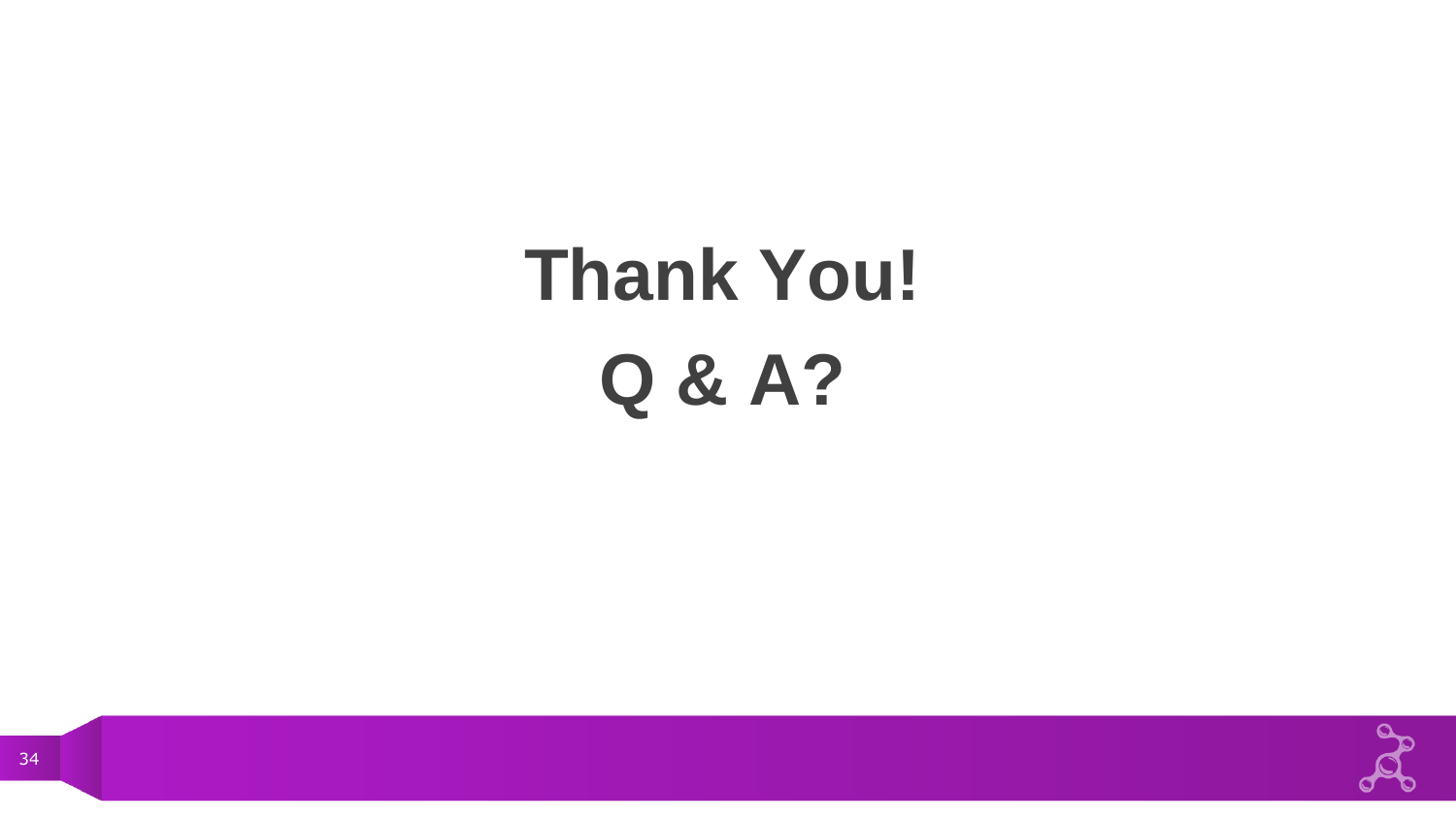# Thank You!

# Q & A?